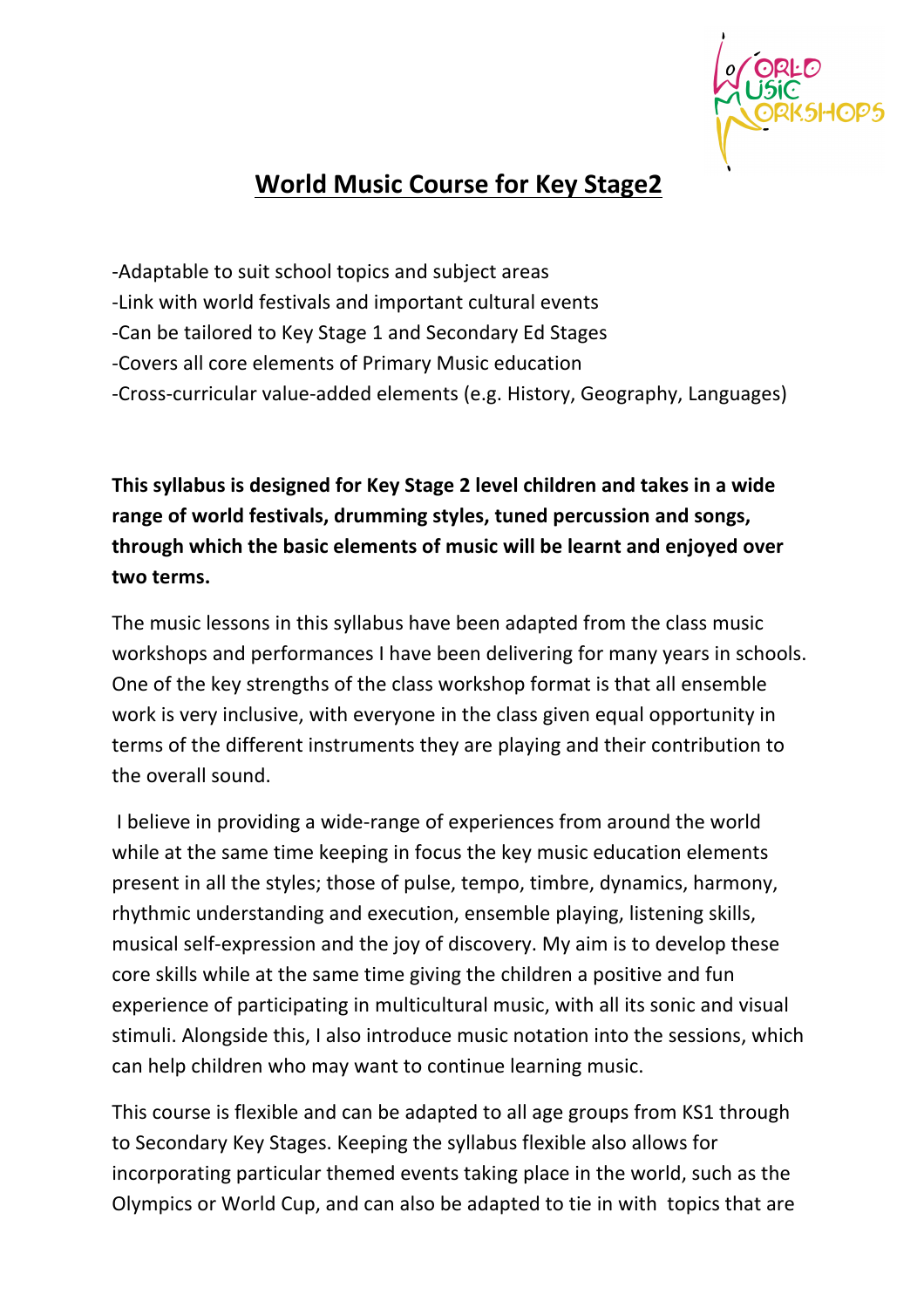# World Music Course for Key Stage2

-Adaptable to suit school topics and subject areas
-Link with world festivals and important cultural events
-Can be tailored to Key Stage 1 and Secondary Ed Stages
-Covers all core elements of Primary Music education
-Cross-curricular value-added elements (e.g. History, Geography, Languages)

**This syllabus is designed for Key Stage 2 level children and takes in a wide range of world festivals, drumming styles, tuned percussion and songs, through which the basic elements of music will be learnt and enjoyed over two terms.**

The music lessons in this syllabus have been adapted from the class music workshops and performances I have been delivering for many years in schools. One of the key strengths of the class workshop format is that all ensemble work is very inclusive, with everyone in the class given equal opportunity in terms of the different instruments they are playing and their contribution to the overall sound.

I believe in providing a wide-range of experiences from around the world while at the same time keeping in focus the key music education elements present in all the styles; those of pulse, tempo, timbre, dynamics, harmony, rhythmic understanding and execution, ensemble playing, listening skills, musical self-expression and the joy of discovery. My aim is to develop these core skills while at the same time giving the children a positive and fun experience of participating in multicultural music, with all its sonic and visual stimuli. Alongside this, I also introduce music notation into the sessions, which can help children who may want to continue learning music.

This course is flexible and can be adapted to all age groups from KS1 through to Secondary Key Stages. Keeping the syllabus flexible also allows for incorporating particular themed events taking place in the world, such as the Olympics or World Cup, and can also be adapted to tie in with topics that are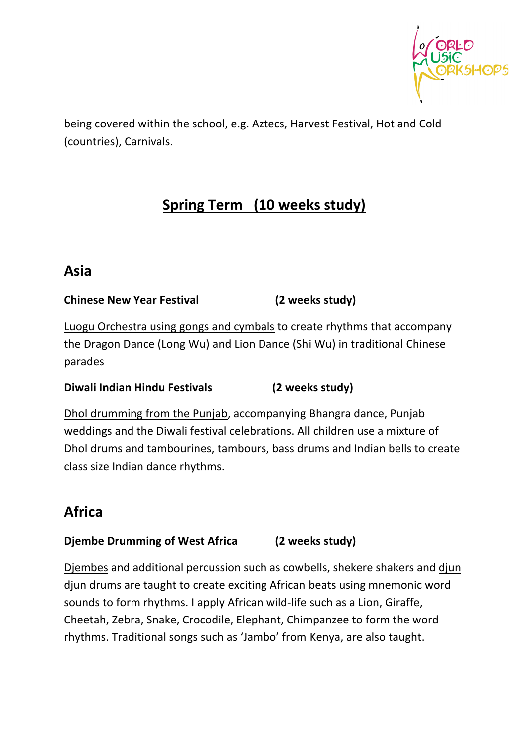being covered within the school, e.g. Aztecs, Harvest Festival, Hot and Cold (countries), Carnivals.

## Spring Term (10 weeks study)

### Asia

**Chinese New Year Festival (2 weeks study)**

Luogu Orchestra using gongs and cymbals to create rhythms that accompany the Dragon Dance (Long Wu) and Lion Dance (Shi Wu) in traditional Chinese parades

**Diwali Indian Hindu Festivals (2 weeks study)**

Dhol drumming from the Punjab, accompanying Bhangra dance, Punjab weddings and the Diwali festival celebrations. All children use a mixture of Dhol drums and tambourines, tambours, bass drums and Indian bells to create class size Indian dance rhythms.

### Africa

**Djembe Drumming of West Africa (2 weeks study)**

Djembes and additional percussion such as cowbells, shekere shakers and djun djun drums are taught to create exciting African beats using mnemonic word sounds to form rhythms. I apply African wild-life such as a Lion, Giraffe, Cheetah, Zebra, Snake, Crocodile, Elephant, Chimpanzee to form the word rhythms. Traditional songs such as 'Jambo' from Kenya, are also taught.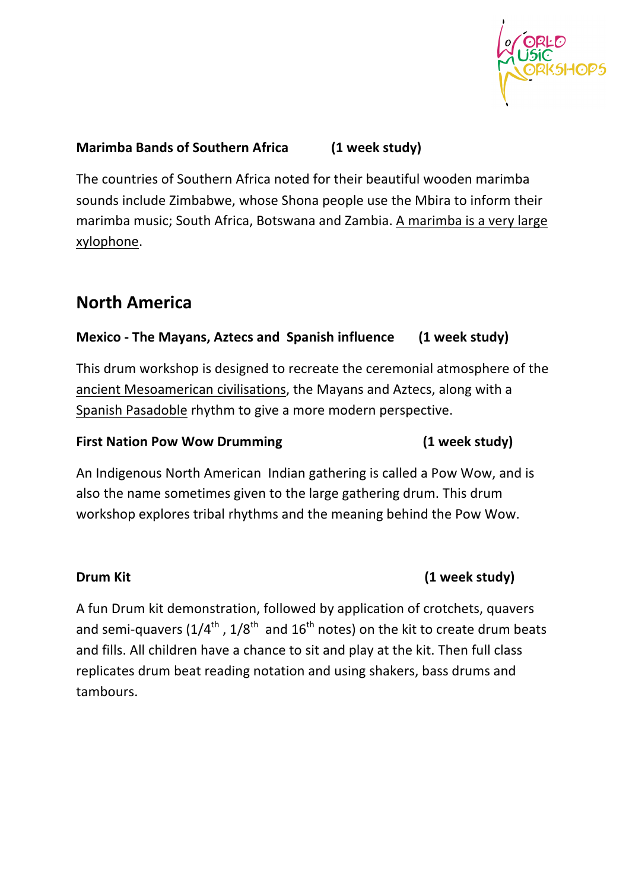**Marimba Bands of Southern Africa (1 week study)**

The countries of Southern Africa noted for their beautiful wooden marimba sounds include Zimbabwe, whose Shona people use the Mbira to inform their marimba music; South Africa, Botswana and Zambia. A marimba is a very large xylophone.

## North America

**Mexico - The Mayans, Aztecs and Spanish influence (1 week study)**

This drum workshop is designed to recreate the ceremonial atmosphere of the ancient Mesoamerican civilisations, the Mayans and Aztecs, along with a Spanish Pasadoble rhythm to give a more modern perspective.

**First Nation Pow Wow Drumming (1 week study)**

An Indigenous North American Indian gathering is called a Pow Wow, and is also the name sometimes given to the large gathering drum. This drum workshop explores tribal rhythms and the meaning behind the Pow Wow.

**Drum Kit (1 week study)**

A fun Drum kit demonstration, followed by application of crotchets, quavers and semi-quavers ($1/4^{th}$, $1/8^{th}$ and $16^{th}$ notes) on the kit to create drum beats and fills. All children have a chance to sit and play at the kit. Then full class replicates drum beat reading notation and using shakers, bass drums and tambours.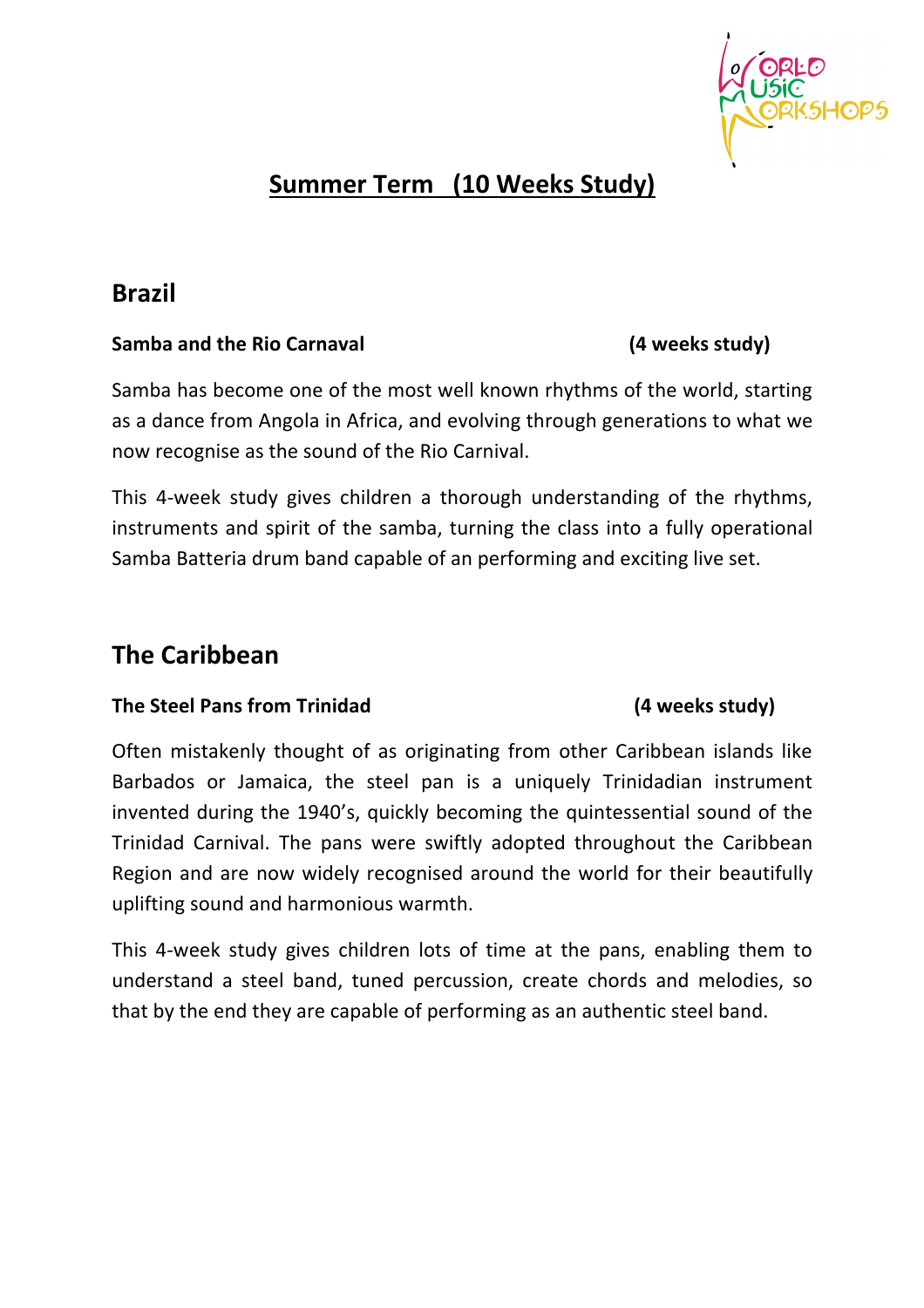## Summer Term (10 Weeks Study)

## Brazil

**Samba and the Rio Carnaval** **(4 weeks study)**

Samba has become one of the most well known rhythms of the world, starting as a dance from Angola in Africa, and evolving through generations to what we now recognise as the sound of the Rio Carnival.

This 4-week study gives children a thorough understanding of the rhythms, instruments and spirit of the samba, turning the class into a fully operational Samba Batteria drum band capable of an performing and exciting live set.

## The Caribbean

**The Steel Pans from Trinidad** **(4 weeks study)**

Often mistakenly thought of as originating from other Caribbean islands like Barbados or Jamaica, the steel pan is a uniquely Trinidadian instrument invented during the 1940's, quickly becoming the quintessential sound of the Trinidad Carnival. The pans were swiftly adopted throughout the Caribbean Region and are now widely recognised around the world for their beautifully uplifting sound and harmonious warmth.

This 4-week study gives children lots of time at the pans, enabling them to understand a steel band, tuned percussion, create chords and melodies, so that by the end they are capable of performing as an authentic steel band.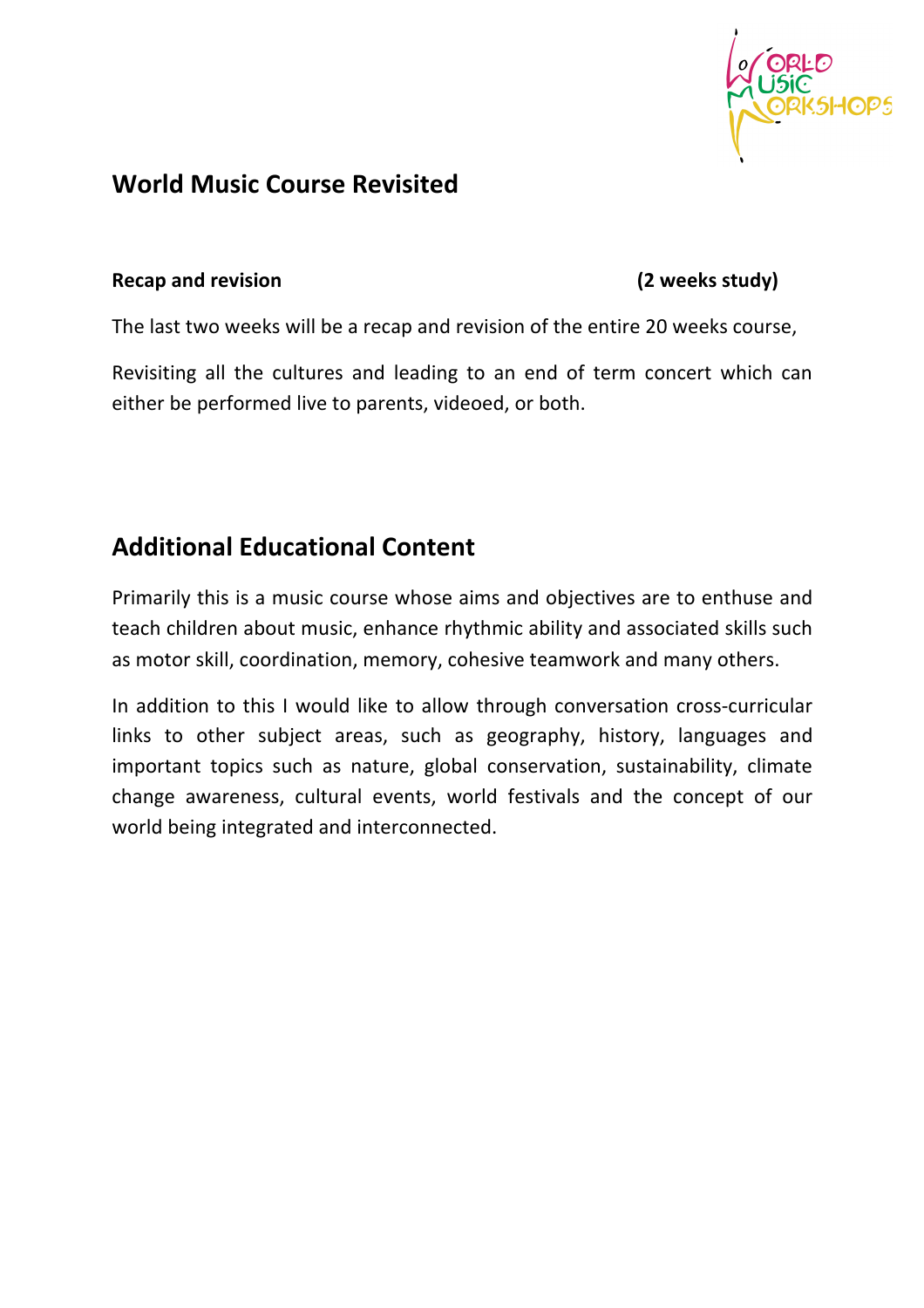## World Music Course Revisited

**Recap and revision** **(2 weeks study)**

The last two weeks will be a recap and revision of the entire 20 weeks course,

Revisiting all the cultures and leading to an end of term concert which can either be performed live to parents, videoed, or both.

## Additional Educational Content

Primarily this is a music course whose aims and objectives are to enthuse and teach children about music, enhance rhythmic ability and associated skills such as motor skill, coordination, memory, cohesive teamwork and many others.

In addition to this I would like to allow through conversation cross-curricular links to other subject areas, such as geography, history, languages and important topics such as nature, global conservation, sustainability, climate change awareness, cultural events, world festivals and the concept of our world being integrated and interconnected.